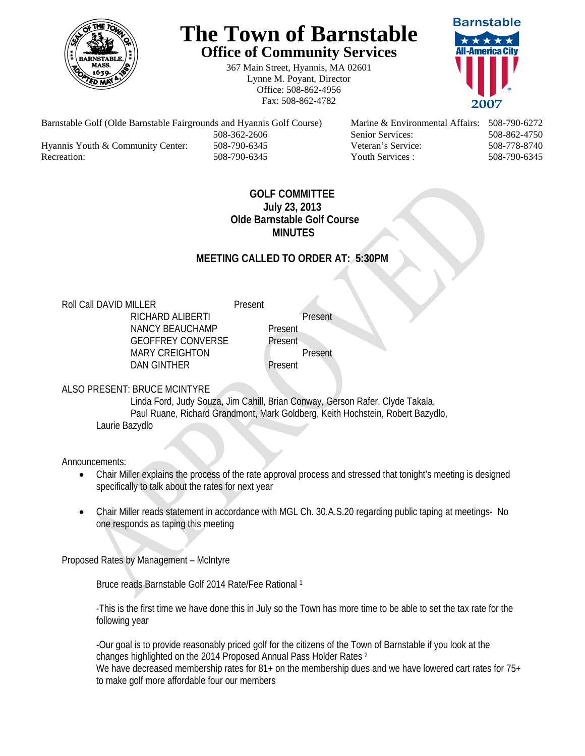# The Town of Barnstable

## Office of Community Services

367 Main Street, Hyannis, MA 02601
Lynne M. Poyant, Director
Office: 508-862-4956
Fax: 508-862-4782

Barnstable All-America City 2007

| | | | |
|---|---|---|---|
| Barnstable Golf (Olde Barnstable Fairgrounds and Hyannis Golf Course) | 508-362-2606 | Marine & Environmental Affairs: | 508-790-6272 |
| | | Senior Services: | 508-862-4750 |
| Hyannis Youth & Community Center: | 508-790-6345 | Veteran's Service: | 508-778-8740 |
| Recreation: | 508-790-6345 | Youth Services : | 508-790-6345 |

**GOLF COMMITTEE**
**July 23, 2013**
**Olde Barnstable Golf Course**
**MINUTES**

**MEETING CALLED TO ORDER AT: 5:30PM**

Roll Call DAVID MILLER Present
RICHARD ALIBERTI Present
NANCY BEAUCHAMP Present
GEOFFREY CONVERSE Present
MARY CREIGHTON Present
DAN GINTHER Present

ALSO PRESENT: BRUCE MCINTYRE
Linda Ford, Judy Souza, Jim Cahill, Brian Conway, Gerson Rafer, Clyde Takala, Paul Ruane, Richard Grandmont, Mark Goldberg, Keith Hochstein, Robert Bazydlo, Laurie Bazydlo

Announcements:

- Chair Miller explains the process of the rate approval process and stressed that tonight's meeting is designed specifically to talk about the rates for next year
- Chair Miller reads statement in accordance with MGL Ch. 30.A.S.20 regarding public taping at meetings- No one responds as taping this meeting

Proposed Rates by Management – McIntyre

Bruce reads Barnstable Golf 2014 Rate/Fee Rational [1]

-This is the first time we have done this in July so the Town has more time to be able to set the tax rate for the following year

-Our goal is to provide reasonably priced golf for the citizens of the Town of Barnstable if you look at the changes highlighted on the 2014 Proposed Annual Pass Holder Rates [2]
We have decreased membership rates for 81+ on the membership dues and we have lowered cart rates for 75+ to make golf more affordable four our members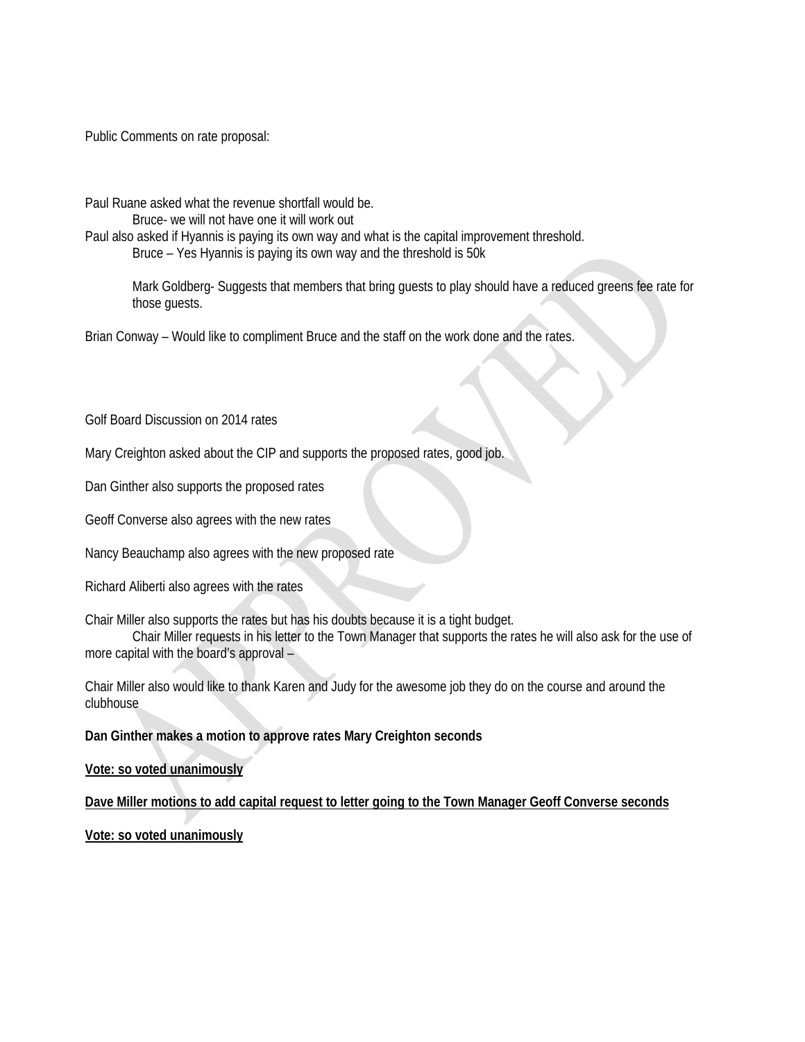Public Comments on rate proposal:

Paul Ruane asked what the revenue shortfall would be.

  Bruce- we will not have one it will work out

Paul also asked if Hyannis is paying its own way and what is the capital improvement threshold.

  Bruce – Yes Hyannis is paying its own way and the threshold is 50k

  Mark Goldberg- Suggests that members that bring guests to play should have a reduced greens fee rate for those guests.

Brian Conway – Would like to compliment Bruce and the staff on the work done and the rates.

Golf Board Discussion on 2014 rates

Mary Creighton asked about the CIP and supports the proposed rates, good job.

Dan Ginther also supports the proposed rates

Geoff Converse also agrees with the new rates

Nancy Beauchamp also agrees with the new proposed rate

Richard Aliberti also agrees with the rates

Chair Miller also supports the rates but has his doubts because it is a tight budget.

  Chair Miller requests in his letter to the Town Manager that supports the rates he will also ask for the use of more capital with the board's approval –

Chair Miller also would like to thank Karen and Judy for the awesome job they do on the course and around the clubhouse

**Dan Ginther makes a motion to approve rates Mary Creighton seconds**

**Vote: so voted unanimously**

**Dave Miller motions to add capital request to letter going to the Town Manager Geoff Converse seconds**

**Vote: so voted unanimously**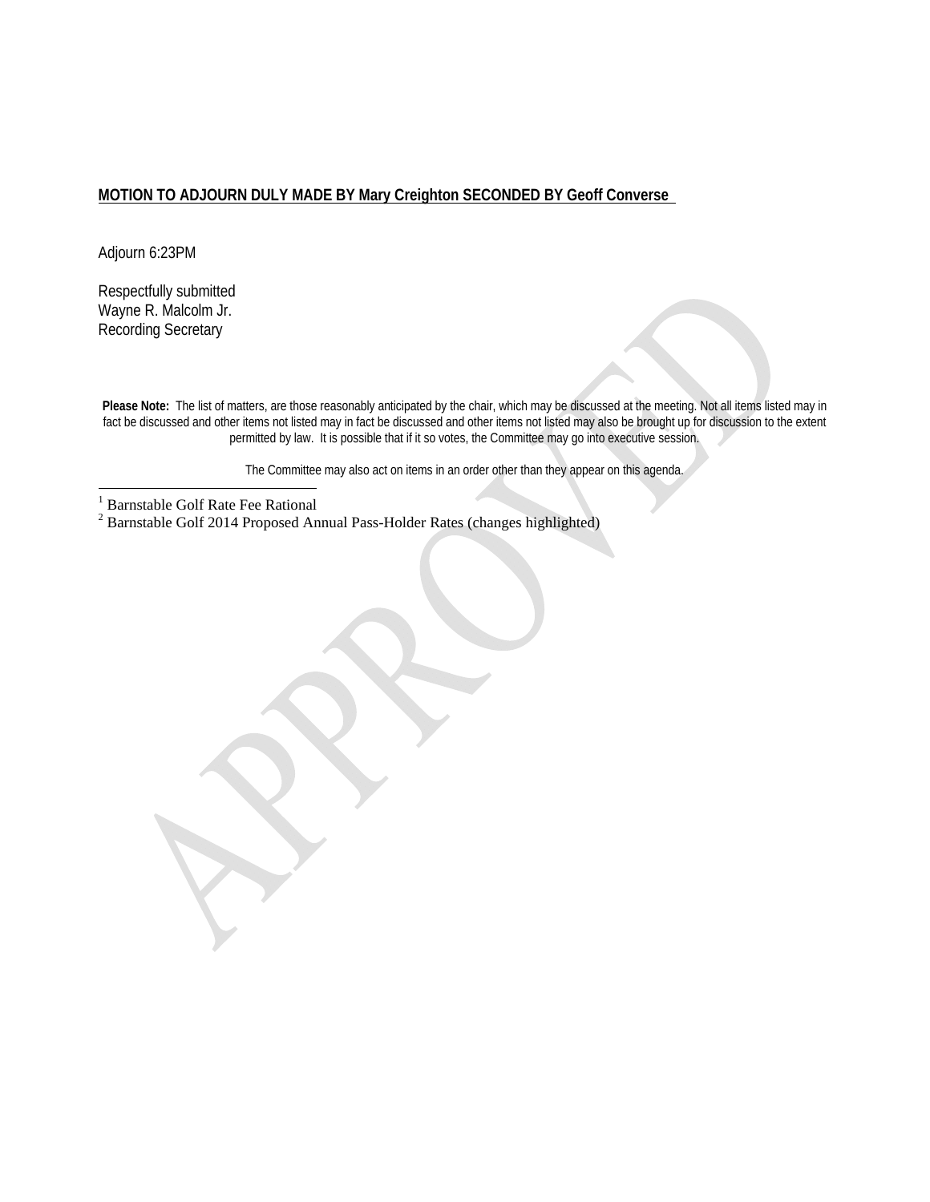**MOTION TO ADJOURN DULY MADE BY Mary Creighton SECONDED BY Geoff Converse**

Adjourn 6:23PM

Respectfully submitted
Wayne R. Malcolm Jr.
Recording Secretary

**Please Note:** The list of matters, are those reasonably anticipated by the chair, which may be discussed at the meeting. Not all items listed may in fact be discussed and other items not listed may in fact be discussed and other items not listed may also be brought up for discussion to the extent permitted by law. It is possible that if it so votes, the Committee may go into executive session.

The Committee may also act on items in an order other than they appear on this agenda.

---

[1] Barnstable Golf Rate Fee Rational
[2] Barnstable Golf 2014 Proposed Annual Pass-Holder Rates (changes highlighted)